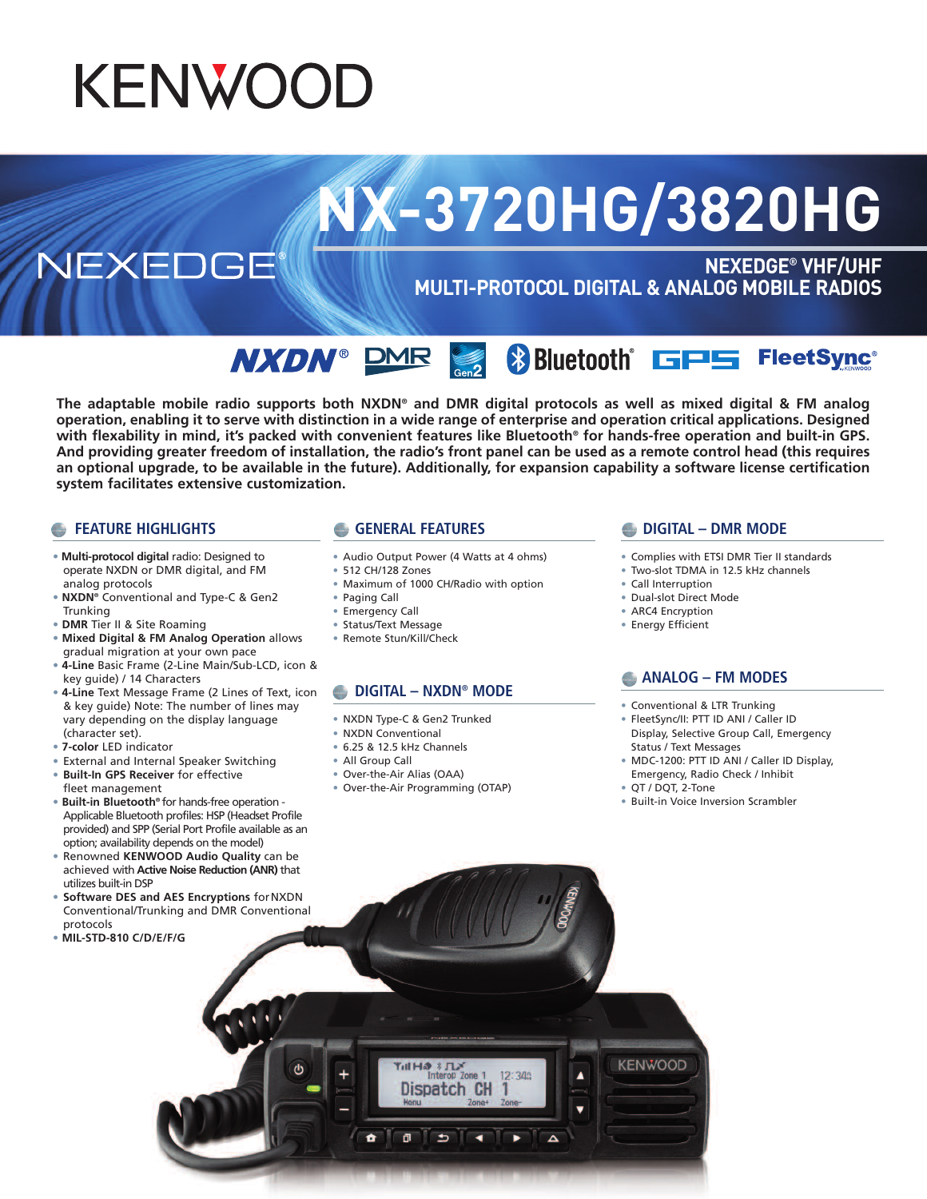# KENWOOD

# NX-3720HG/3820HG

NEXEDGE®

## NEXEDGE® VHF/UHF MULTI-PROTOCOL DIGITAL & ANALOG MOBILE RADIOS

NXDN® DMR Gen2 Bluetooth® GPS FleetSync®

**The adaptable mobile radio supports both NXDN® and DMR digital protocols as well as mixed digital & FM analog operation, enabling it to serve with distinction in a wide range of enterprise and operation critical applications. Designed with flexability in mind, it's packed with convenient features like Bluetooth® for hands-free operation and built-in GPS. And providing greater freedom of installation, the radio's front panel can be used as a remote control head (this requires an optional upgrade, to be available in the future). Additionally, for expansion capability a software license certification system facilitates extensive customization.**

### FEATURE HIGHLIGHTS

- **Multi-protocol digital** radio: Designed to operate NXDN or DMR digital, and FM analog protocols
- **NXDN®** Conventional and Type-C & Gen2 Trunking
- **DMR** Tier II & Site Roaming
- **Mixed Digital & FM Analog Operation** allows gradual migration at your own pace
- **4-Line** Basic Frame (2-Line Main/Sub-LCD, icon & key guide) / 14 Characters
- **4-Line** Text Message Frame (2 Lines of Text, icon & key guide) Note: The number of lines may vary depending on the display language (character set).
- **7-color** LED indicator
- External and Internal Speaker Switching
- **Built-In GPS Receiver** for effective fleet management
- **Built-in Bluetooth®** for hands-free operation - Applicable Bluetooth profiles: HSP (Headset Profile provided) and SPP (Serial Port Profile available as an option; availability depends on the model)
- Renowned **KENWOOD Audio Quality** can be achieved with **Active Noise Reduction (ANR)** that utilizes built-in DSP
- **Software DES and AES Encryptions** for NXDN Conventional/Trunking and DMR Conventional protocols
- **MIL-STD-810 C/D/E/F/G**

### GENERAL FEATURES

- Audio Output Power (4 Watts at 4 ohms)
- 512 CH/128 Zones
- Maximum of 1000 CH/Radio with option
- Paging Call
- Emergency Call
- Status/Text Message
- Remote Stun/Kill/Check

### DIGITAL – NXDN® MODE

- NXDN Type-C & Gen2 Trunked
- NXDN Conventional
- 6.25 & 12.5 kHz Channels
- All Group Call
- Over-the-Air Alias (OAA)
- Over-the-Air Programming (OTAP)

### DIGITAL – DMR MODE

- Complies with ETSI DMR Tier II standards
- Two-slot TDMA in 12.5 kHz channels
- Call Interruption
- Dual-slot Direct Mode
- ARC4 Encryption
- Energy Efficient

### ANALOG – FM MODES

- Conventional & LTR Trunking
- FleetSync/II: PTT ID ANI / Caller ID Display, Selective Group Call, Emergency Status / Text Messages
- MDC-1200: PTT ID ANI / Caller ID Display, Emergency, Radio Check / Inhibit
- QT / DQT, 2-Tone
- Built-in Voice Inversion Scrambler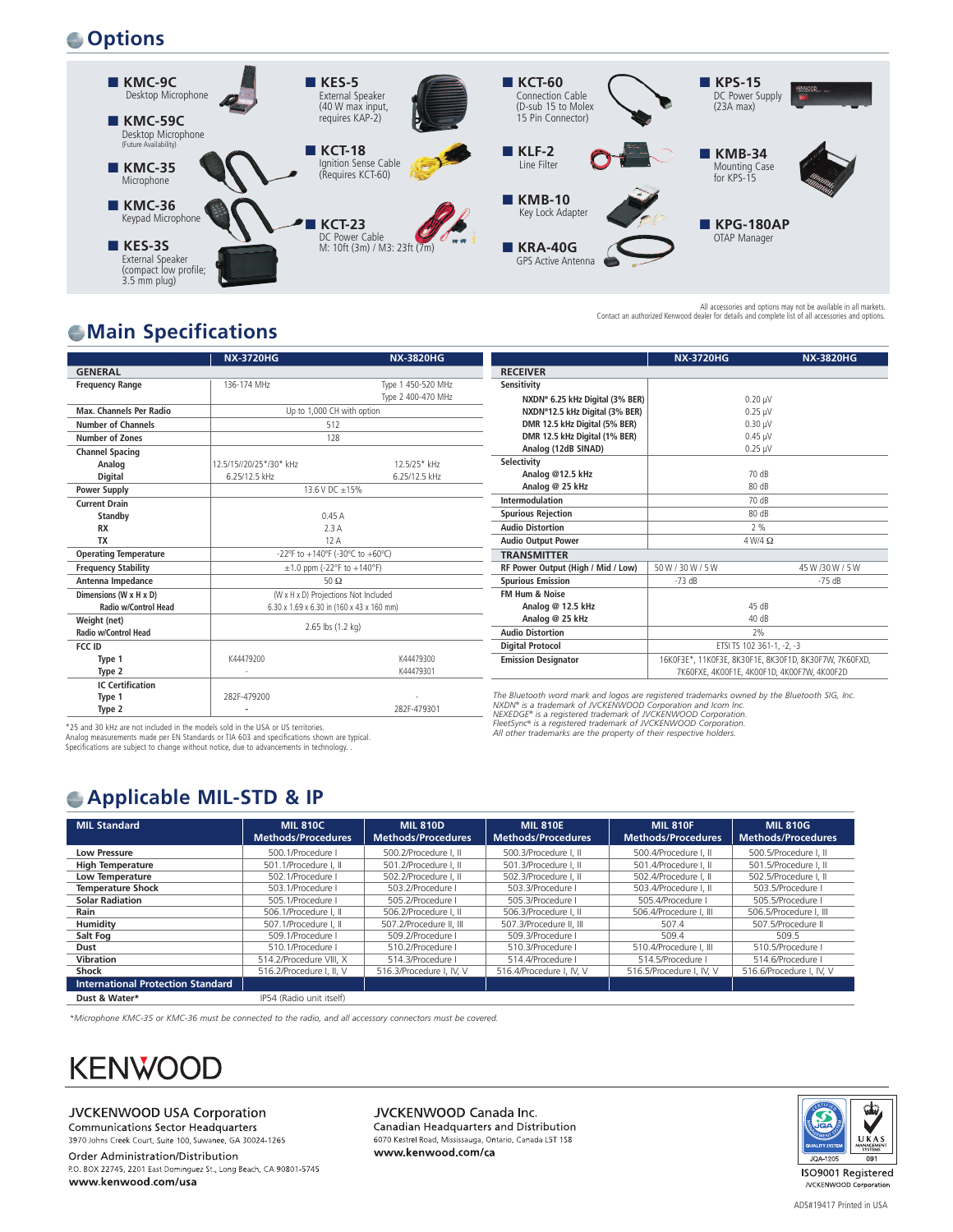## Options

- **KMC-9C** Desktop Microphone
- **KMC-59C** Desktop Microphone (Future Availability)
- **KMC-35** Microphone
- **KMC-36** Keypad Microphone
- **KES-3S** External Speaker (compact low profile; 3.5 mm plug)
- **KES-5** External Speaker (40 W max input, requires KAP-2)
- **KCT-18** Ignition Sense Cable (Requires KCT-60)
- **KCT-23** DC Power Cable M: 10ft (3m) / M3: 23ft (7m)
- **KCT-60** Connection Cable (D-sub 15 to Molex 15 Pin Connector)
- **KLF-2** Line Filter
- **KMB-10** Key Lock Adapter
- **KRA-40G** GPS Active Antenna
- **KPS-15** DC Power Supply (23A max)
- **KMB-34** Mounting Case for KPS-15
- **KPG-180AP** OTAP Manager

All accessories and options may not be available in all markets.
Contact an authorized Kenwood dealer for details and complete list of all accessories and options.

## Main Specifications

| | NX-3720HG | NX-3820HG |
|---|---|---|
| **GENERAL** | | |
| **Frequency Range** | 136-174 MHz | Type 1 450-520 MHz<br>Type 2 400-470 MHz |
| **Max. Channels Per Radio** | Up to 1,000 CH with option | |
| **Number of Channels** | 512 | |
| **Number of Zones** | 128 | |
| **Channel Spacing** | | |
| Analog | 12.5/15//20/25*/30* kHz | 12.5/25* kHz |
| Digital | 6.25/12.5 kHz | 6.25/12.5 kHz |
| **Power Supply** | 13.6 V DC ±15% | |
| **Current Drain** | | |
| Standby | 0.45 A | |
| RX | 2.3 A | |
| TX | 12 A | |
| **Operating Temperature** | -22°F to +140°F (-30°C to +60°C) | |
| **Frequency Stability** | ±1.0 ppm (-22°F to +140°F) | |
| **Antenna Impedance** | 50 Ω | |
| **Dimensions (W x H x D)** Radio w/Control Head | (W x H x D) Projections Not Included<br>6.30 x 1.69 x 6.30 in (160 x 43 x 160 mm) | |
| **Weight (net)** Radio w/Control Head | 2.65 lbs (1.2 kg) | |
| **FCC ID** | | |
| Type 1 | K44479200 | K44479300 |
| Type 2 | - | K44479301 |
| **IC Certification** | | |
| Type 1 | 282F-479200 | - |
| Type 2 | - | 282F-479301 |

*25 and 30 kHz are not included in the models sold in the USA or US territories.
Analog measurements made per EN Standards or TIA 603 and specifications shown are typical.
Specifications are subject to change without notice, due to advancements in technology. .

| | NX-3720HG | NX-3820HG |
|---|---|---|
| **RECEIVER** | | |
| **Sensitivity** | | |
| NXDN® 6.25 kHz Digital (3% BER) | 0.20 µV | |
| NXDN®12.5 kHz Digital (3% BER) | 0.25 µV | |
| DMR 12.5 kHz Digital (5% BER) | 0.30 µV | |
| DMR 12.5 kHz Digital (1% BER) | 0.45 µV | |
| Analog (12dB SINAD) | 0.25 µV | |
| **Selectivity** | | |
| Analog @12.5 kHz | 70 dB | |
| Analog @ 25 kHz | 80 dB | |
| **Intermodulation** | 70 dB | |
| **Spurious Rejection** | 80 dB | |
| **Audio Distortion** | 2 % | |
| **Audio Output Power** | 4 W/4 Ω | |
| **TRANSMITTER** | | |
| **RF Power Output (High / Mid / Low)** | 50 W / 30 W / 5 W | 45 W /30 W / 5 W |
| **Spurious Emission** | -73 dB | -75 dB |
| **FM Hum & Noise** | | |
| Analog @ 12.5 kHz | 45 dB | |
| Analog @ 25 kHz | 40 dB | |
| **Audio Distortion** | 2% | |
| **Digital Protocol** | ETSI TS 102 361-1, -2, -3 | |
| **Emission Designator** | 16K0F3E*, 11K0F3E, 8K30F1E, 8K30F1D, 8K30F7W, 7K60FXD, 7K60FXE, 4K00F1E, 4K00F1D, 4K00F7W, 4K00F2D | |

*The Bluetooth word mark and logos are registered trademarks owned by the Bluetooth SIG, Inc.*
*NXDN® is a trademark of JVCKENWOOD Corporation and Icom Inc.*
*NEXEDGE® is a registered trademark of JVCKENWOOD Corporation.*
*FleetSync® is a registered trademark of JVCKENWOOD Corporation.*
*All other trademarks are the property of their respective holders.*

## Applicable MIL-STD & IP

| MIL Standard | MIL 810C Methods/Procedures | MIL 810D Methods/Procedures | MIL 810E Methods/Procedures | MIL 810F Methods/Procedures | MIL 810G Methods/Procedures |
|---|---|---|---|---|---|
| **Low Pressure** | 500.1/Procedure I | 500.2/Procedure I, II | 500.3/Procedure I, II | 500.4/Procedure I, II | 500.5/Procedure I, II |
| **High Temperature** | 501.1/Procedure I, II | 501.2/Procedure I, II | 501.3/Procedure I, II | 501.4/Procedure I, II | 501.5/Procedure I, II |
| **Low Temperature** | 502.1/Procedure I | 502.2/Procedure I, II | 502.3/Procedure I, II | 502.4/Procedure I, II | 502.5/Procedure I, II |
| **Temperature Shock** | 503.1/Procedure I | 503.2/Procedure I | 503.3/Procedure I | 503.4/Procedure I, II | 503.5/Procedure I |
| **Solar Radiation** | 505.1/Procedure I | 505.2/Procedure I | 505.3/Procedure I | 505.4/Procedure I | 505.5/Procedure I |
| **Rain** | 506.1/Procedure I, II | 506.2/Procedure I, II | 506.3/Procedure I, II | 506.4/Procedure I, III | 506.5/Procedure I, III |
| **Humidity** | 507.1/Procedure I, II | 507.2/Procedure II, III | 507.3/Procedure II, III | 507.4 | 507.5/Procedure II |
| **Salt Fog** | 509.1/Procedure I | 509.2/Procedure I | 509.3/Procedure I | 509.4 | 509.5 |
| **Dust** | 510.1/Procedure I | 510.2/Procedure I | 510.3/Procedure I | 510.4/Procedure I, III | 510.5/Procedure I |
| **Vibration** | 514.2/Procedure VIII, X | 514.3/Procedure I | 514.4/Procedure I | 514.5/Procedure I | 514.6/Procedure I |
| **Shock** | 516.2/Procedure I, II, V | 516.3/Procedure I, IV, V | 516.4/Procedure I, IV, V | 516.5/Procedure I, IV, V | 516.6/Procedure I, IV, V |
| **International Protection Standard** | | | | | |
| **Dust & Water*** | IP54 (Radio unit itself) | | | | |

*\*Microphone KMC-35 or KMC-36 must be connected to the radio, and all accessory connectors must be covered.*

**KENWOOD**

**JVCKENWOOD USA Corporation**
Communications Sector Headquarters
3970 Johns Creek Court, Suite 100, Suwanee, GA 30024-1265

Order Administration/Distribution
P.O. BOX 22745, 2201 East Dominguez St., Long Beach, CA 90801-5745
**www.kenwood.com/usa**

**JVCKENWOOD Canada Inc.**
Canadian Headquarters and Distribution
6070 Kestrel Road, Mississauga, Ontario, Canada L5T 1S8
**www.kenwood.com/ca**

JQA-1205 091
ISO9001 Registered
JVCKENWOOD Corporation

ADS#19417 Printed in USA